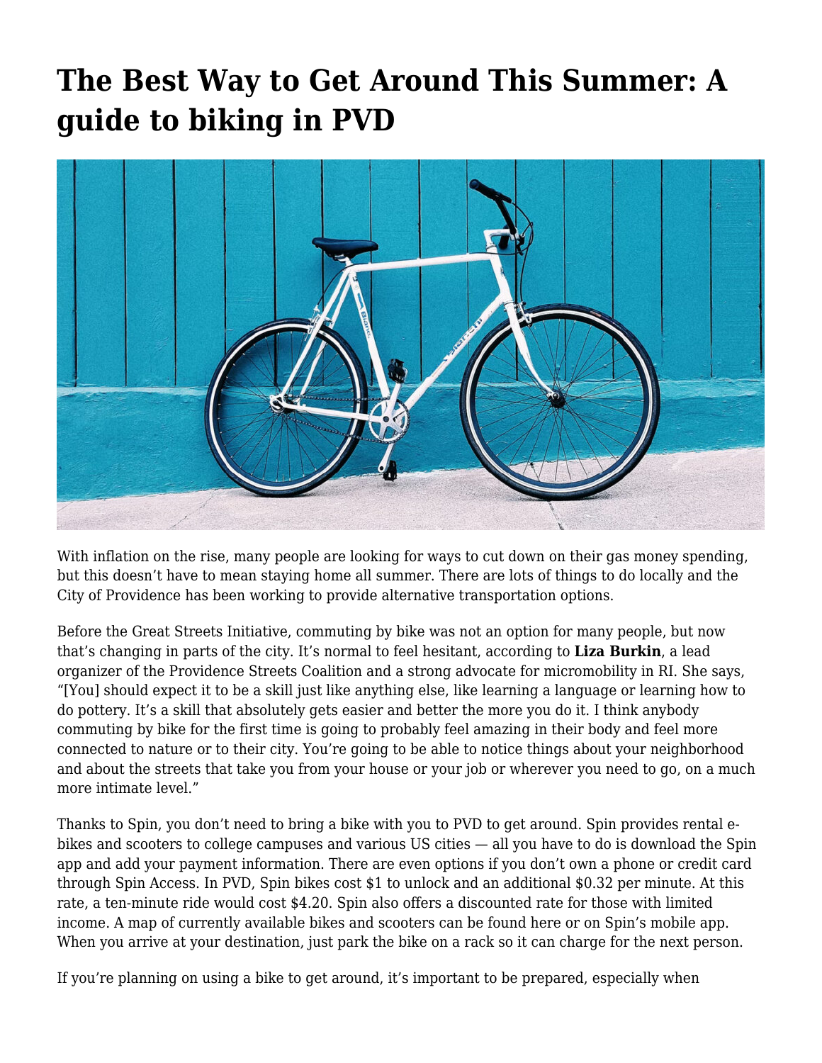# The Best Way to Get Around This Summer: A guide to biking in PVD

With inflation on the rise, many people are looking for ways to cut down on their gas money spending, but this doesn't have to mean staying home all summer. There are lots of things to do locally and the City of Providence has been working to provide alternative transportation options.

Before the Great Streets Initiative, commuting by bike was not an option for many people, but now that's changing in parts of the city. It's normal to feel hesitant, according to **Liza Burkin**, a lead organizer of the Providence Streets Coalition and a strong advocate for micromobility in RI. She says, "[You] should expect it to be a skill just like anything else, like learning a language or learning how to do pottery. It's a skill that absolutely gets easier and better the more you do it. I think anybody commuting by bike for the first time is going to probably feel amazing in their body and feel more connected to nature or to their city. You're going to be able to notice things about your neighborhood and about the streets that take you from your house or your job or wherever you need to go, on a much more intimate level."

Thanks to Spin, you don't need to bring a bike with you to PVD to get around. Spin provides rental e-bikes and scooters to college campuses and various US cities — all you have to do is download the Spin app and add your payment information. There are even options if you don't own a phone or credit card through Spin Access. In PVD, Spin bikes cost $1 to unlock and an additional $0.32 per minute. At this rate, a ten-minute ride would cost $4.20. Spin also offers a discounted rate for those with limited income. A map of currently available bikes and scooters can be found here or on Spin's mobile app. When you arrive at your destination, just park the bike on a rack so it can charge for the next person.

If you're planning on using a bike to get around, it's important to be prepared, especially when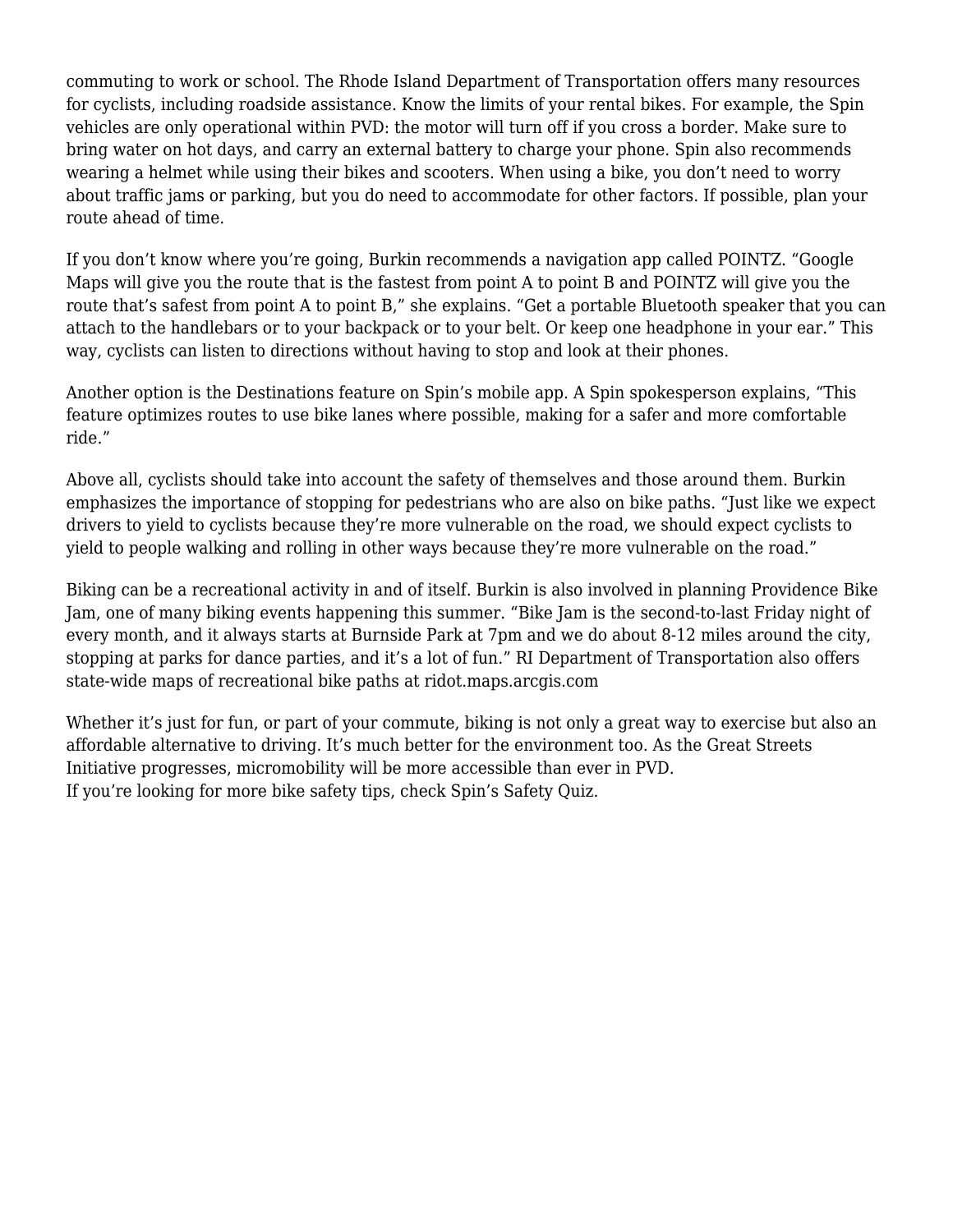commuting to work or school. The Rhode Island Department of Transportation offers many resources for cyclists, including roadside assistance. Know the limits of your rental bikes. For example, the Spin vehicles are only operational within PVD: the motor will turn off if you cross a border. Make sure to bring water on hot days, and carry an external battery to charge your phone. Spin also recommends wearing a helmet while using their bikes and scooters. When using a bike, you don't need to worry about traffic jams or parking, but you do need to accommodate for other factors. If possible, plan your route ahead of time.

If you don't know where you're going, Burkin recommends a navigation app called POINTZ. "Google Maps will give you the route that is the fastest from point A to point B and POINTZ will give you the route that's safest from point A to point B," she explains. "Get a portable Bluetooth speaker that you can attach to the handlebars or to your backpack or to your belt. Or keep one headphone in your ear." This way, cyclists can listen to directions without having to stop and look at their phones.

Another option is the Destinations feature on Spin's mobile app. A Spin spokesperson explains, "This feature optimizes routes to use bike lanes where possible, making for a safer and more comfortable ride."

Above all, cyclists should take into account the safety of themselves and those around them. Burkin emphasizes the importance of stopping for pedestrians who are also on bike paths. "Just like we expect drivers to yield to cyclists because they're more vulnerable on the road, we should expect cyclists to yield to people walking and rolling in other ways because they're more vulnerable on the road."

Biking can be a recreational activity in and of itself. Burkin is also involved in planning Providence Bike Jam, one of many biking events happening this summer. "Bike Jam is the second-to-last Friday night of every month, and it always starts at Burnside Park at 7pm and we do about 8-12 miles around the city, stopping at parks for dance parties, and it's a lot of fun." RI Department of Transportation also offers state-wide maps of recreational bike paths at ridot.maps.arcgis.com

Whether it's just for fun, or part of your commute, biking is not only a great way to exercise but also an affordable alternative to driving. It's much better for the environment too. As the Great Streets Initiative progresses, micromobility will be more accessible than ever in PVD.
If you're looking for more bike safety tips, check Spin's Safety Quiz.